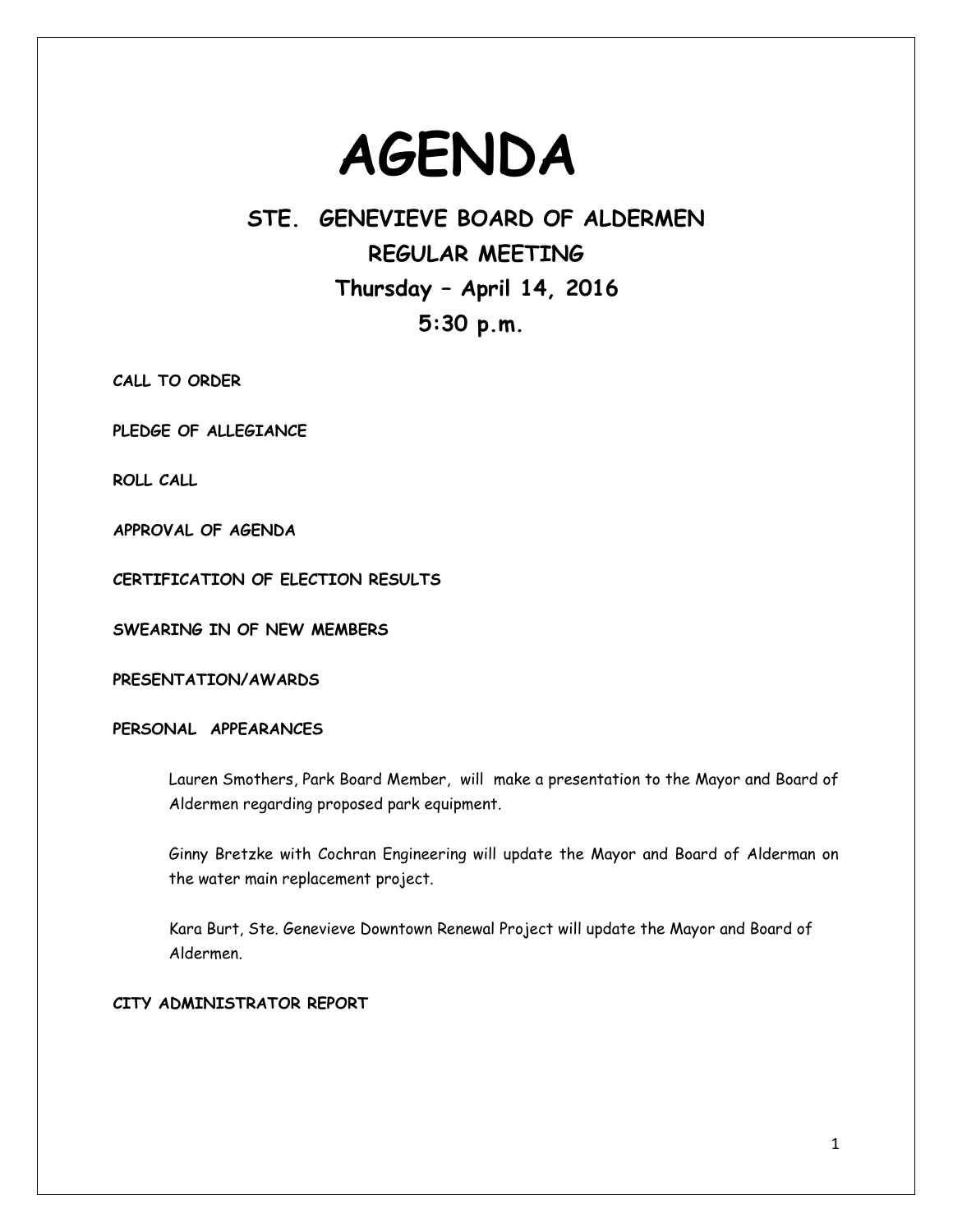# AGENDA

## STE. GENEVIEVE BOARD OF ALDERMEN

## REGULAR MEETING

## Thursday – April 14, 2016

## 5:30 p.m.

**CALL TO ORDER**

**PLEDGE OF ALLEGIANCE**

**ROLL CALL**

**APPROVAL OF AGENDA**

**CERTIFICATION OF ELECTION RESULTS**

**SWEARING IN OF NEW MEMBERS**

**PRESENTATION/AWARDS**

**PERSONAL APPEARANCES**

Lauren Smothers, Park Board Member, will make a presentation to the Mayor and Board of Aldermen regarding proposed park equipment.

Ginny Bretzke with Cochran Engineering will update the Mayor and Board of Alderman on the water main replacement project.

Kara Burt, Ste. Genevieve Downtown Renewal Project will update the Mayor and Board of Aldermen.

**CITY ADMINISTRATOR REPORT**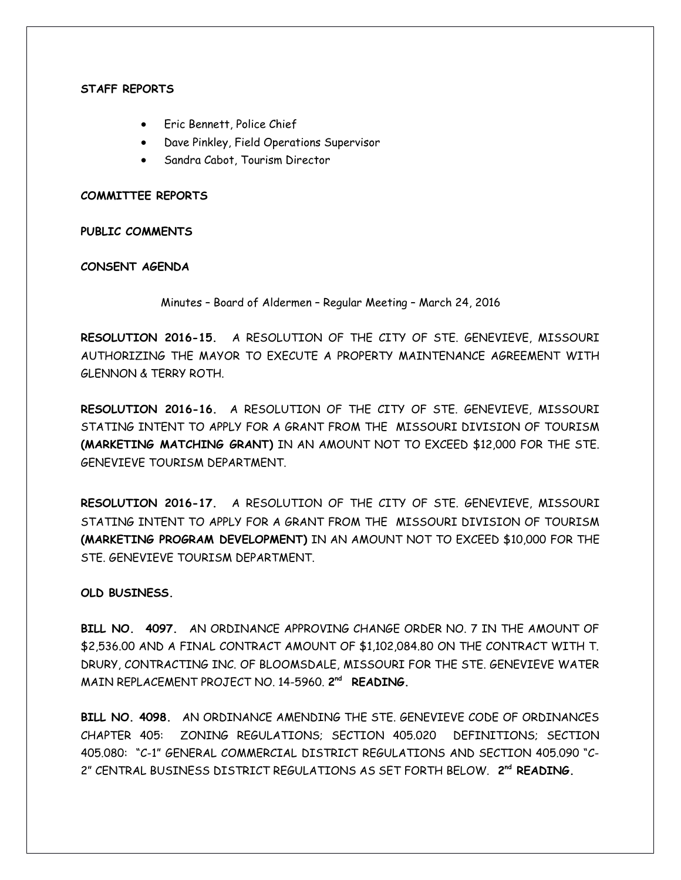**STAFF REPORTS**

- Eric Bennett, Police Chief
- Dave Pinkley, Field Operations Supervisor
- Sandra Cabot, Tourism Director

**COMMITTEE REPORTS**

**PUBLIC COMMENTS**

**CONSENT AGENDA**

Minutes – Board of Aldermen – Regular Meeting – March 24, 2016

**RESOLUTION 2016-15.** A RESOLUTION OF THE CITY OF STE. GENEVIEVE, MISSOURI AUTHORIZING THE MAYOR TO EXECUTE A PROPERTY MAINTENANCE AGREEMENT WITH GLENNON & TERRY ROTH.

**RESOLUTION 2016-16.** A RESOLUTION OF THE CITY OF STE. GENEVIEVE, MISSOURI STATING INTENT TO APPLY FOR A GRANT FROM THE MISSOURI DIVISION OF TOURISM **(MARKETING MATCHING GRANT)** IN AN AMOUNT NOT TO EXCEED $12,000 FOR THE STE. GENEVIEVE TOURISM DEPARTMENT.

**RESOLUTION 2016-17.** A RESOLUTION OF THE CITY OF STE. GENEVIEVE, MISSOURI STATING INTENT TO APPLY FOR A GRANT FROM THE MISSOURI DIVISION OF TOURISM **(MARKETING PROGRAM DEVELOPMENT)** IN AN AMOUNT NOT TO EXCEED $10,000 FOR THE STE. GENEVIEVE TOURISM DEPARTMENT.

**OLD BUSINESS.**

**BILL NO. 4097.** AN ORDINANCE APPROVING CHANGE ORDER NO. 7 IN THE AMOUNT OF $2,536.00 AND A FINAL CONTRACT AMOUNT OF $1,102,084.80 ON THE CONTRACT WITH T. DRURY, CONTRACTING INC. OF BLOOMSDALE, MISSOURI FOR THE STE. GENEVIEVE WATER MAIN REPLACEMENT PROJECT NO. 14-5960. **2nd READING.**

**BILL NO. 4098.** AN ORDINANCE AMENDING THE STE. GENEVIEVE CODE OF ORDINANCES CHAPTER 405: ZONING REGULATIONS; SECTION 405.020 DEFINITIONS; SECTION 405.080: "C-1" GENERAL COMMERCIAL DISTRICT REGULATIONS AND SECTION 405.090 "C-2" CENTRAL BUSINESS DISTRICT REGULATIONS AS SET FORTH BELOW. **2nd READING.**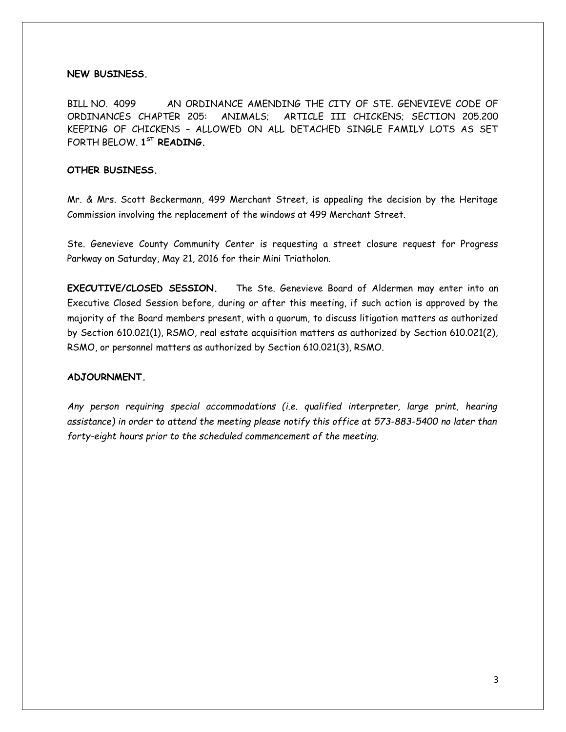**NEW BUSINESS.**

BILL NO. 4099 AN ORDINANCE AMENDING THE CITY OF STE. GENEVIEVE CODE OF ORDINANCES CHAPTER 205: ANIMALS; ARTICLE III CHICKENS; SECTION 205.200 KEEPING OF CHICKENS – ALLOWED ON ALL DETACHED SINGLE FAMILY LOTS AS SET FORTH BELOW. **1ST READING.**

**OTHER BUSINESS.**

Mr. & Mrs. Scott Beckermann, 499 Merchant Street, is appealing the decision by the Heritage Commission involving the replacement of the windows at 499 Merchant Street.

Ste. Genevieve County Community Center is requesting a street closure request for Progress Parkway on Saturday, May 21, 2016 for their Mini Triatholon.

**EXECUTIVE/CLOSED SESSION.** The Ste. Genevieve Board of Aldermen may enter into an Executive Closed Session before, during or after this meeting, if such action is approved by the majority of the Board members present, with a quorum, to discuss litigation matters as authorized by Section 610.021(1), RSMO, real estate acquisition matters as authorized by Section 610.021(2), RSMO, or personnel matters as authorized by Section 610.021(3), RSMO.

**ADJOURNMENT.**

*Any person requiring special accommodations (i.e. qualified interpreter, large print, hearing assistance) in order to attend the meeting please notify this office at 573-883-5400 no later than forty-eight hours prior to the scheduled commencement of the meeting.*